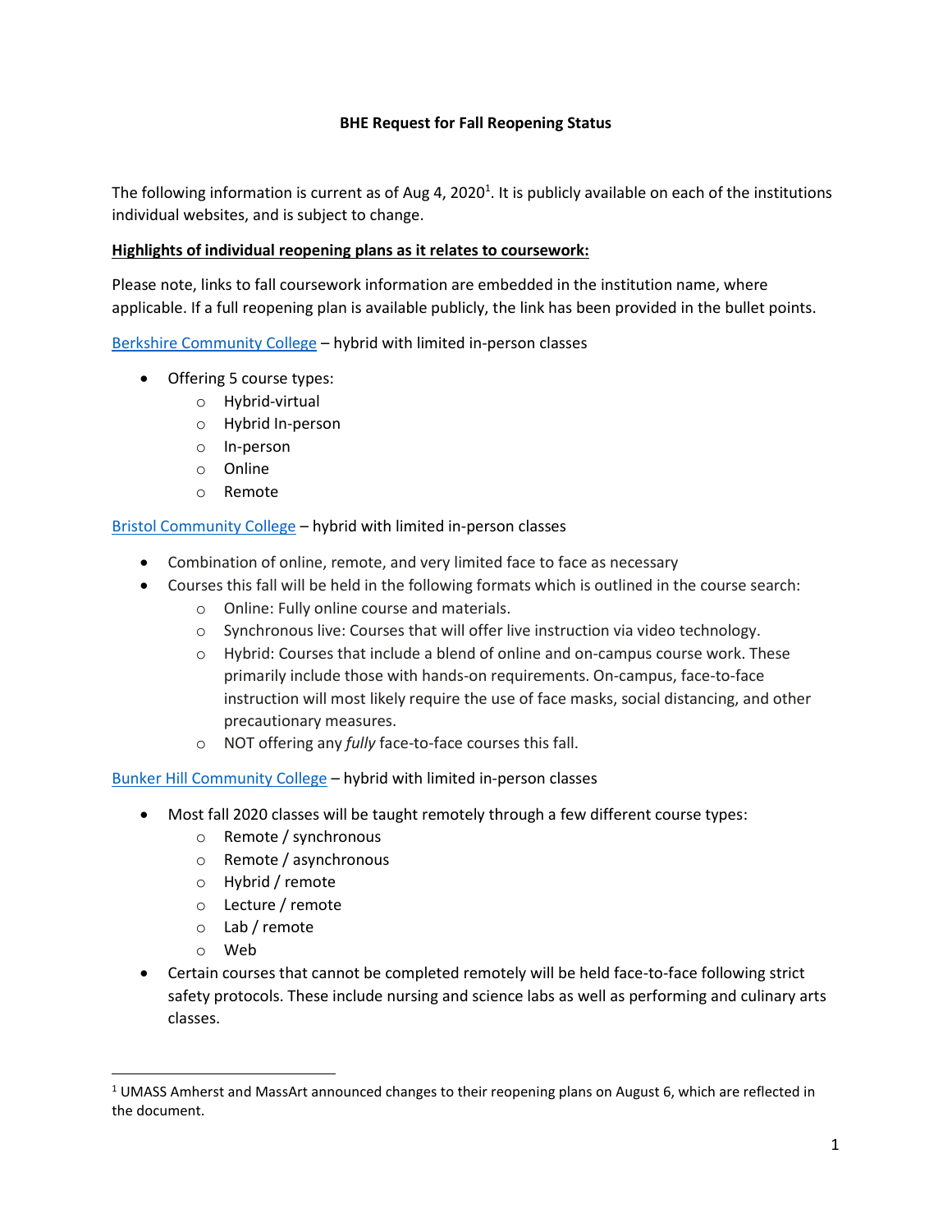# BHE Request for Fall Reopening Status

The following information is current as of Aug 4, 2020[1]. It is publicly available on each of the institutions individual websites, and is subject to change.

**Highlights of individual reopening plans as it relates to coursework:**

Please note, links to fall coursework information are embedded in the institution name, where applicable. If a full reopening plan is available publicly, the link has been provided in the bullet points.

Berkshire Community College – hybrid with limited in-person classes

- Offering 5 course types:
  - Hybrid-virtual
  - Hybrid In-person
  - In-person
  - Online
  - Remote

Bristol Community College – hybrid with limited in-person classes

- Combination of online, remote, and very limited face to face as necessary
- Courses this fall will be held in the following formats which is outlined in the course search:
  - Online: Fully online course and materials.
  - Synchronous live: Courses that will offer live instruction via video technology.
  - Hybrid: Courses that include a blend of online and on-campus course work. These primarily include those with hands-on requirements. On-campus, face-to-face instruction will most likely require the use of face masks, social distancing, and other precautionary measures.
  - NOT offering any *fully* face-to-face courses this fall.

Bunker Hill Community College – hybrid with limited in-person classes

- Most fall 2020 classes will be taught remotely through a few different course types:
  - Remote / synchronous
  - Remote / asynchronous
  - Hybrid / remote
  - Lecture / remote
  - Lab / remote
  - Web
- Certain courses that cannot be completed remotely will be held face-to-face following strict safety protocols. These include nursing and science labs as well as performing and culinary arts classes.

---

[1] UMASS Amherst and MassArt announced changes to their reopening plans on August 6, which are reflected in the document.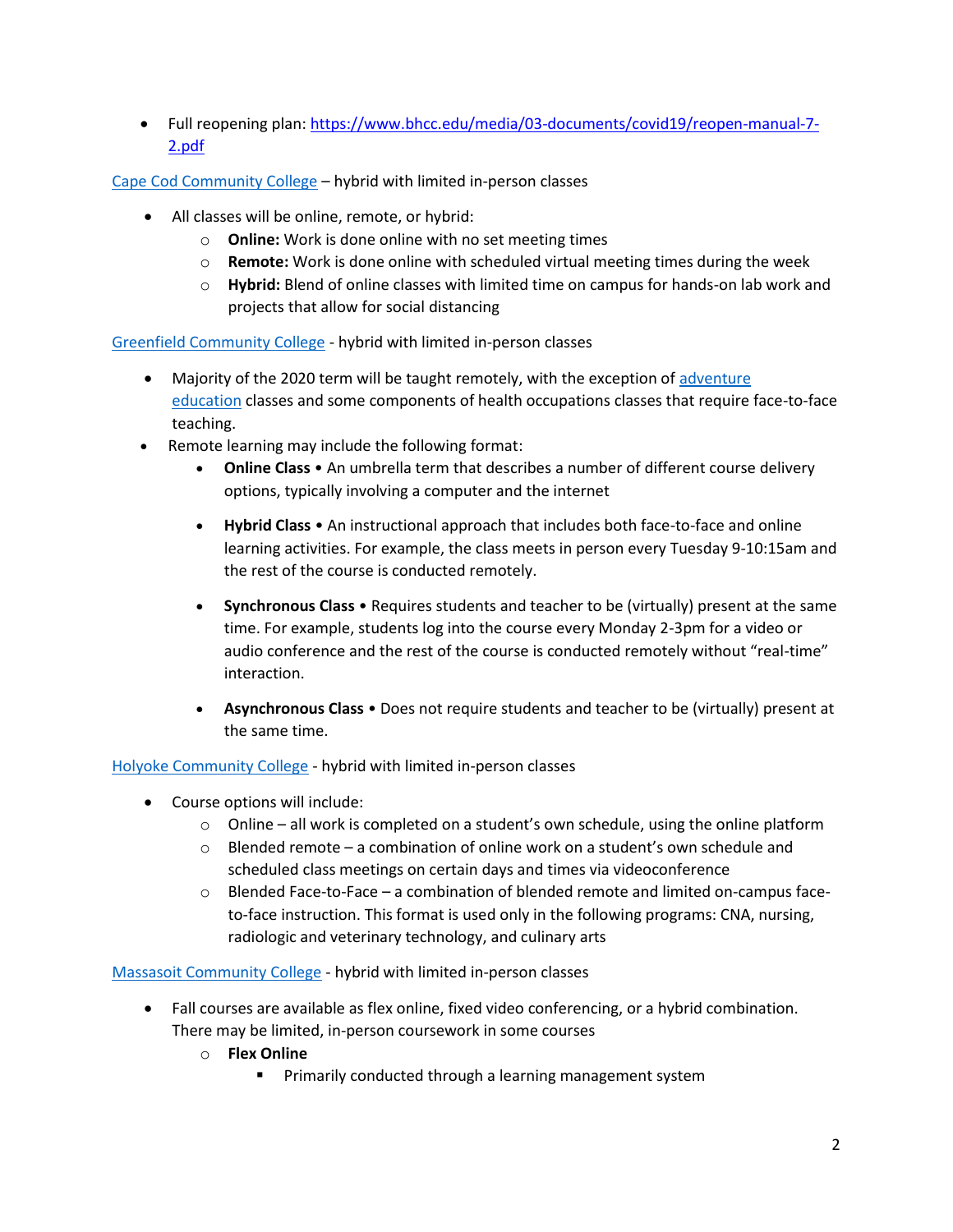- Full reopening plan: [https://www.bhcc.edu/media/03-documents/covid19/reopen-manual-7-2.pdf](https://www.bhcc.edu/media/03-documents/covid19/reopen-manual-7-2.pdf)

[Cape Cod Community College](#) – hybrid with limited in-person classes

- All classes will be online, remote, or hybrid:
  - **Online:** Work is done online with no set meeting times
  - **Remote:** Work is done online with scheduled virtual meeting times during the week
  - **Hybrid:** Blend of online classes with limited time on campus for hands-on lab work and projects that allow for social distancing

[Greenfield Community College](#) - hybrid with limited in-person classes

- Majority of the 2020 term will be taught remotely, with the exception of [adventure education](#) classes and some components of health occupations classes that require face-to-face teaching.
- Remote learning may include the following format:
  - **Online Class** • An umbrella term that describes a number of different course delivery options, typically involving a computer and the internet
  - **Hybrid Class** • An instructional approach that includes both face-to-face and online learning activities. For example, the class meets in person every Tuesday 9-10:15am and the rest of the course is conducted remotely.
  - **Synchronous Class** • Requires students and teacher to be (virtually) present at the same time. For example, students log into the course every Monday 2-3pm for a video or audio conference and the rest of the course is conducted remotely without "real-time" interaction.
  - **Asynchronous Class** • Does not require students and teacher to be (virtually) present at the same time.

[Holyoke Community College](#) - hybrid with limited in-person classes

- Course options will include:
  - Online – all work is completed on a student's own schedule, using the online platform
  - Blended remote – a combination of online work on a student's own schedule and scheduled class meetings on certain days and times via videoconference
  - Blended Face-to-Face – a combination of blended remote and limited on-campus face-to-face instruction. This format is used only in the following programs: CNA, nursing, radiologic and veterinary technology, and culinary arts

[Massasoit Community College](#) - hybrid with limited in-person classes

- Fall courses are available as flex online, fixed video conferencing, or a hybrid combination. There may be limited, in-person coursework in some courses
  - **Flex Online**
    - Primarily conducted through a learning management system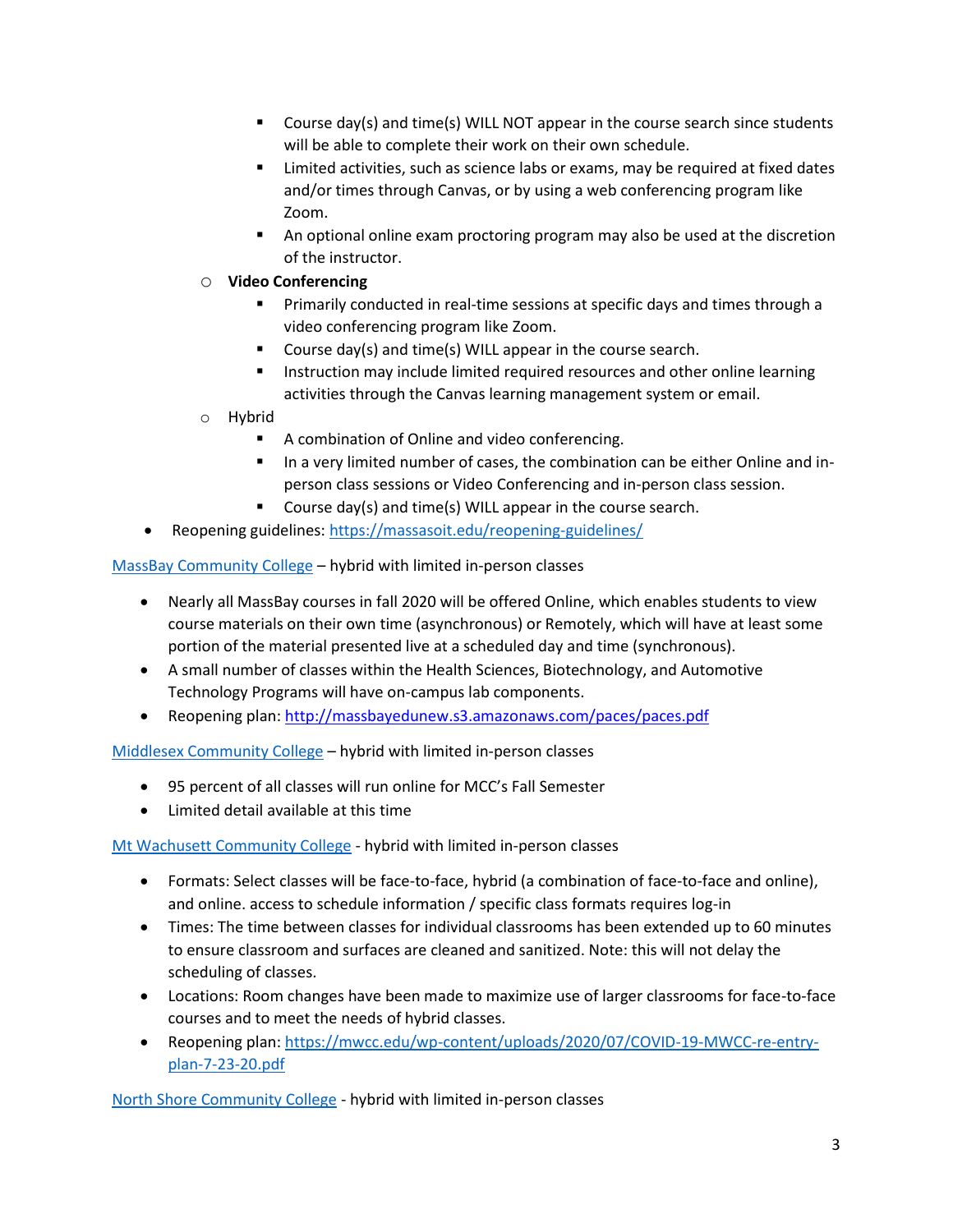- Course day(s) and time(s) WILL NOT appear in the course search since students will be able to complete their work on their own schedule.
        - Limited activities, such as science labs or exams, may be required at fixed dates and/or times through Canvas, or by using a web conferencing program like Zoom.
        - An optional online exam proctoring program may also be used at the discretion of the instructor.
    - **Video Conferencing**
        - Primarily conducted in real-time sessions at specific days and times through a video conferencing program like Zoom.
        - Course day(s) and time(s) WILL appear in the course search.
        - Instruction may include limited required resources and other online learning activities through the Canvas learning management system or email.
    - Hybrid
        - A combination of Online and video conferencing.
        - In a very limited number of cases, the combination can be either Online and in-person class sessions or Video Conferencing and in-person class session.
        - Course day(s) and time(s) WILL appear in the course search.
- Reopening guidelines: https://massasoit.edu/reopening-guidelines/

MassBay Community College – hybrid with limited in-person classes

- Nearly all MassBay courses in fall 2020 will be offered Online, which enables students to view course materials on their own time (asynchronous) or Remotely, which will have at least some portion of the material presented live at a scheduled day and time (synchronous).
- A small number of classes within the Health Sciences, Biotechnology, and Automotive Technology Programs will have on-campus lab components.
- Reopening plan: http://massbayedunew.s3.amazonaws.com/paces/paces.pdf

Middlesex Community College – hybrid with limited in-person classes

- 95 percent of all classes will run online for MCC's Fall Semester
- Limited detail available at this time

Mt Wachusett Community College - hybrid with limited in-person classes

- Formats: Select classes will be face-to-face, hybrid (a combination of face-to-face and online), and online. access to schedule information / specific class formats requires log-in
- Times: The time between classes for individual classrooms has been extended up to 60 minutes to ensure classroom and surfaces are cleaned and sanitized. Note: this will not delay the scheduling of classes.
- Locations: Room changes have been made to maximize use of larger classrooms for face-to-face courses and to meet the needs of hybrid classes.
- Reopening plan: https://mwcc.edu/wp-content/uploads/2020/07/COVID-19-MWCC-re-entry-plan-7-23-20.pdf

North Shore Community College - hybrid with limited in-person classes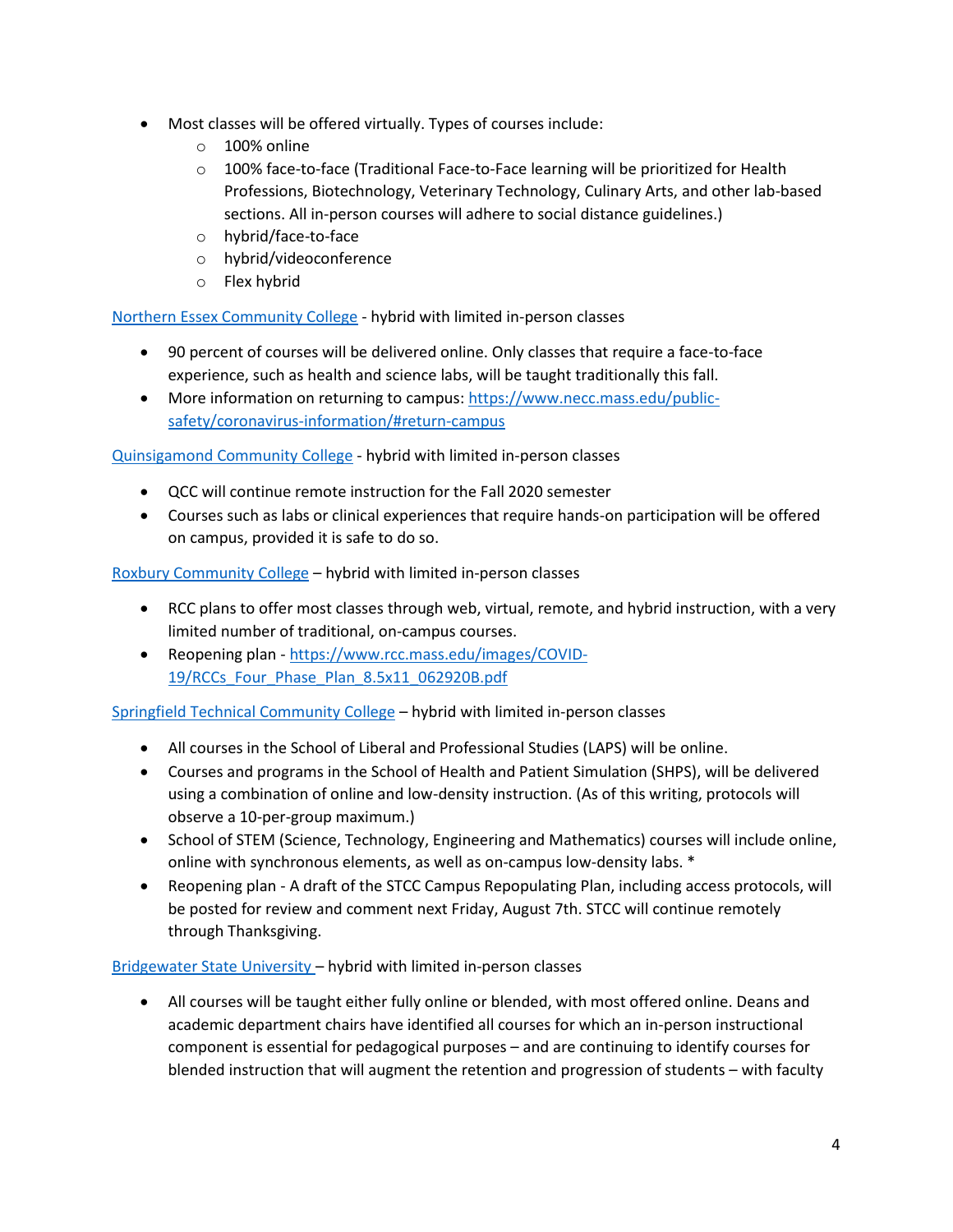- Most classes will be offered virtually. Types of courses include:
    - 100% online
    - 100% face-to-face (Traditional Face-to-Face learning will be prioritized for Health Professions, Biotechnology, Veterinary Technology, Culinary Arts, and other lab-based sections. All in-person courses will adhere to social distance guidelines.)
    - hybrid/face-to-face
    - hybrid/videoconference
    - Flex hybrid

[Northern Essex Community College](https://www.necc.mass.edu/) - hybrid with limited in-person classes

- 90 percent of courses will be delivered online. Only classes that require a face-to-face experience, such as health and science labs, will be taught traditionally this fall.
- More information on returning to campus: [https://www.necc.mass.edu/public-safety/coronavirus-information/#return-campus](https://www.necc.mass.edu/public-safety/coronavirus-information/#return-campus)

[Quinsigamond Community College](https://www.qcc.edu/) - hybrid with limited in-person classes

- QCC will continue remote instruction for the Fall 2020 semester
- Courses such as labs or clinical experiences that require hands-on participation will be offered on campus, provided it is safe to do so.

[Roxbury Community College](https://www.rcc.mass.edu/) – hybrid with limited in-person classes

- RCC plans to offer most classes through web, virtual, remote, and hybrid instruction, with a very limited number of traditional, on-campus courses.
- Reopening plan - [https://www.rcc.mass.edu/images/COVID-19/RCCs_Four_Phase_Plan_8.5x11_062920B.pdf](https://www.rcc.mass.edu/images/COVID-19/RCCs_Four_Phase_Plan_8.5x11_062920B.pdf)

[Springfield Technical Community College](https://www.stcc.edu/) – hybrid with limited in-person classes

- All courses in the School of Liberal and Professional Studies (LAPS) will be online.
- Courses and programs in the School of Health and Patient Simulation (SHPS), will be delivered using a combination of online and low-density instruction. (As of this writing, protocols will observe a 10-per-group maximum.)
- School of STEM (Science, Technology, Engineering and Mathematics) courses will include online, online with synchronous elements, as well as on-campus low-density labs. *
- Reopening plan - A draft of the STCC Campus Repopulating Plan, including access protocols, will be posted for review and comment next Friday, August 7th. STCC will continue remotely through Thanksgiving.

[Bridgewater State University](https://www.bridgew.edu/) – hybrid with limited in-person classes

- All courses will be taught either fully online or blended, with most offered online. Deans and academic department chairs have identified all courses for which an in-person instructional component is essential for pedagogical purposes – and are continuing to identify courses for blended instruction that will augment the retention and progression of students – with faculty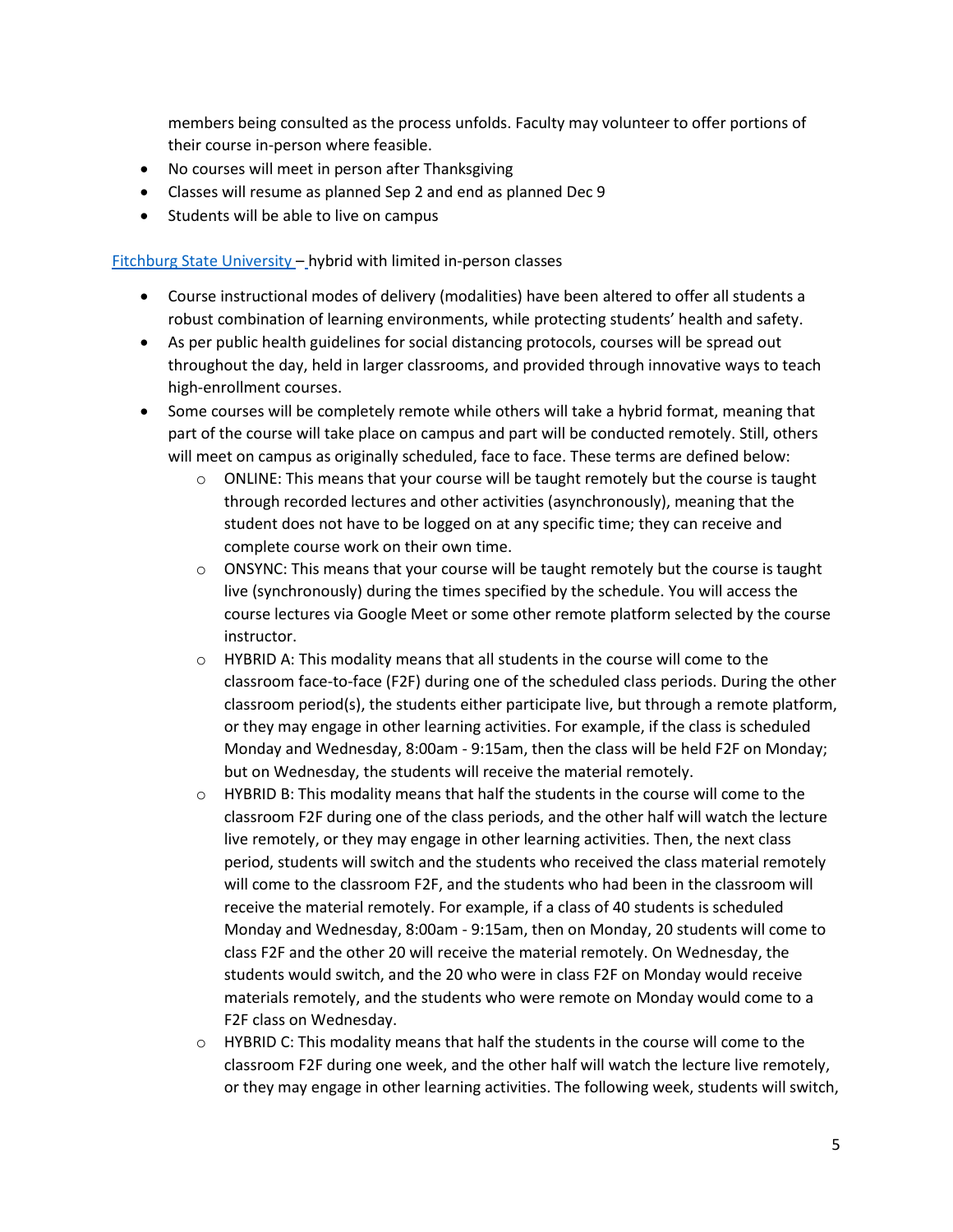members being consulted as the process unfolds. Faculty may volunteer to offer portions of their course in-person where feasible.

- No courses will meet in person after Thanksgiving
- Classes will resume as planned Sep 2 and end as planned Dec 9
- Students will be able to live on campus

Fitchburg State University – hybrid with limited in-person classes

- Course instructional modes of delivery (modalities) have been altered to offer all students a robust combination of learning environments, while protecting students' health and safety.
- As per public health guidelines for social distancing protocols, courses will be spread out throughout the day, held in larger classrooms, and provided through innovative ways to teach high-enrollment courses.
- Some courses will be completely remote while others will take a hybrid format, meaning that part of the course will take place on campus and part will be conducted remotely. Still, others will meet on campus as originally scheduled, face to face. These terms are defined below:
    - ONLINE: This means that your course will be taught remotely but the course is taught through recorded lectures and other activities (asynchronously), meaning that the student does not have to be logged on at any specific time; they can receive and complete course work on their own time.
    - ONSYNC: This means that your course will be taught remotely but the course is taught live (synchronously) during the times specified by the schedule. You will access the course lectures via Google Meet or some other remote platform selected by the course instructor.
    - HYBRID A: This modality means that all students in the course will come to the classroom face-to-face (F2F) during one of the scheduled class periods. During the other classroom period(s), the students either participate live, but through a remote platform, or they may engage in other learning activities. For example, if the class is scheduled Monday and Wednesday, 8:00am - 9:15am, then the class will be held F2F on Monday; but on Wednesday, the students will receive the material remotely.
    - HYBRID B: This modality means that half the students in the course will come to the classroom F2F during one of the class periods, and the other half will watch the lecture live remotely, or they may engage in other learning activities. Then, the next class period, students will switch and the students who received the class material remotely will come to the classroom F2F, and the students who had been in the classroom will receive the material remotely. For example, if a class of 40 students is scheduled Monday and Wednesday, 8:00am - 9:15am, then on Monday, 20 students will come to class F2F and the other 20 will receive the material remotely. On Wednesday, the students would switch, and the 20 who were in class F2F on Monday would receive materials remotely, and the students who were remote on Monday would come to a F2F class on Wednesday.
    - HYBRID C: This modality means that half the students in the course will come to the classroom F2F during one week, and the other half will watch the lecture live remotely, or they may engage in other learning activities. The following week, students will switch,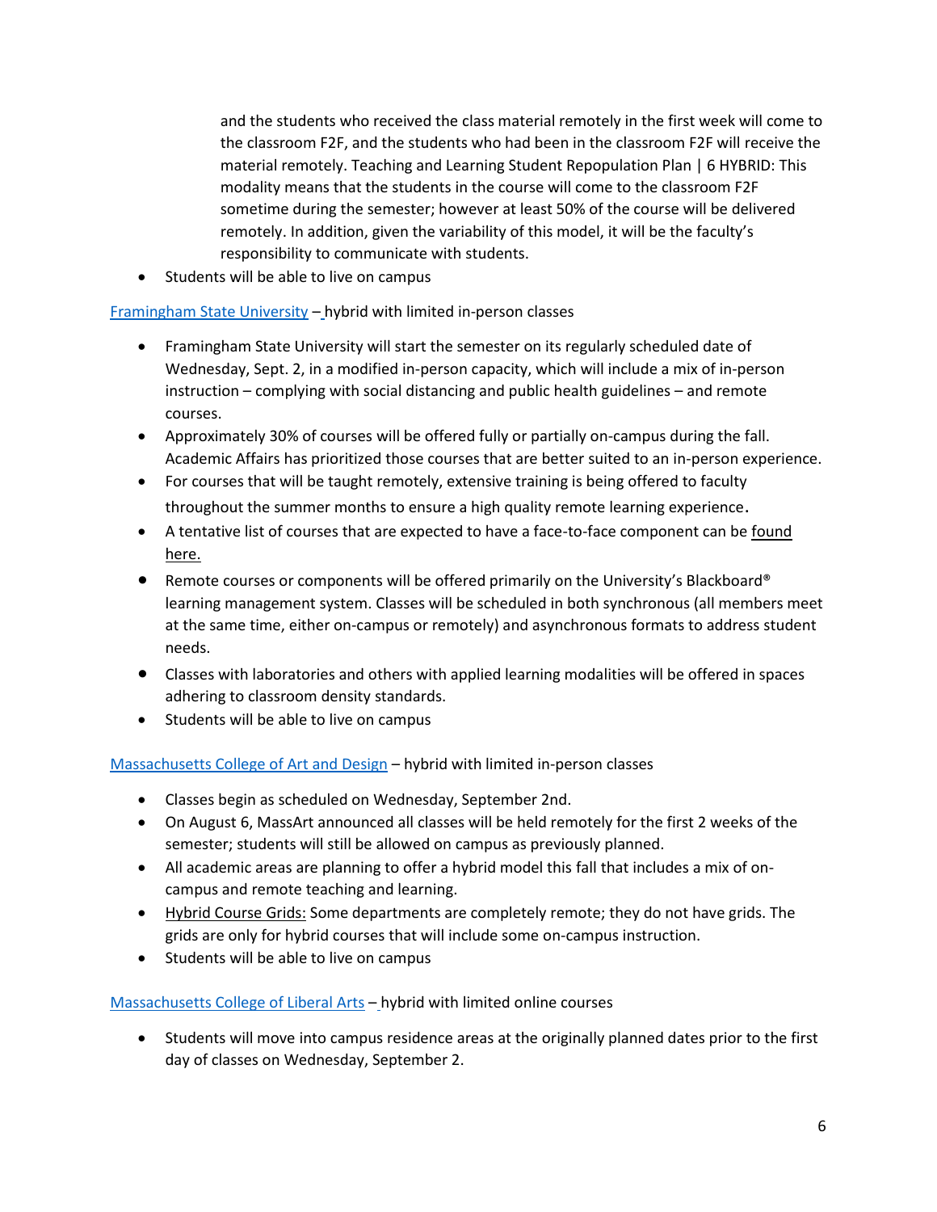and the students who received the class material remotely in the first week will come to the classroom F2F, and the students who had been in the classroom F2F will receive the material remotely. Teaching and Learning Student Repopulation Plan | 6 HYBRID: This modality means that the students in the course will come to the classroom F2F sometime during the semester; however at least 50% of the course will be delivered remotely. In addition, given the variability of this model, it will be the faculty's responsibility to communicate with students.

- Students will be able to live on campus

Framingham State University – hybrid with limited in-person classes

- Framingham State University will start the semester on its regularly scheduled date of Wednesday, Sept. 2, in a modified in-person capacity, which will include a mix of in-person instruction – complying with social distancing and public health guidelines – and remote courses.
- Approximately 30% of courses will be offered fully or partially on-campus during the fall. Academic Affairs has prioritized those courses that are better suited to an in-person experience.
- For courses that will be taught remotely, extensive training is being offered to faculty throughout the summer months to ensure a high quality remote learning experience.
- A tentative list of courses that are expected to have a face-to-face component can be found here.
- Remote courses or components will be offered primarily on the University's Blackboard® learning management system. Classes will be scheduled in both synchronous (all members meet at the same time, either on-campus or remotely) and asynchronous formats to address student needs.
- Classes with laboratories and others with applied learning modalities will be offered in spaces adhering to classroom density standards.
- Students will be able to live on campus

Massachusetts College of Art and Design – hybrid with limited in-person classes

- Classes begin as scheduled on Wednesday, September 2nd.
- On August 6, MassArt announced all classes will be held remotely for the first 2 weeks of the semester; students will still be allowed on campus as previously planned.
- All academic areas are planning to offer a hybrid model this fall that includes a mix of on-campus and remote teaching and learning.
- Hybrid Course Grids: Some departments are completely remote; they do not have grids. The grids are only for hybrid courses that will include some on-campus instruction.
- Students will be able to live on campus

Massachusetts College of Liberal Arts – hybrid with limited online courses

- Students will move into campus residence areas at the originally planned dates prior to the first day of classes on Wednesday, September 2.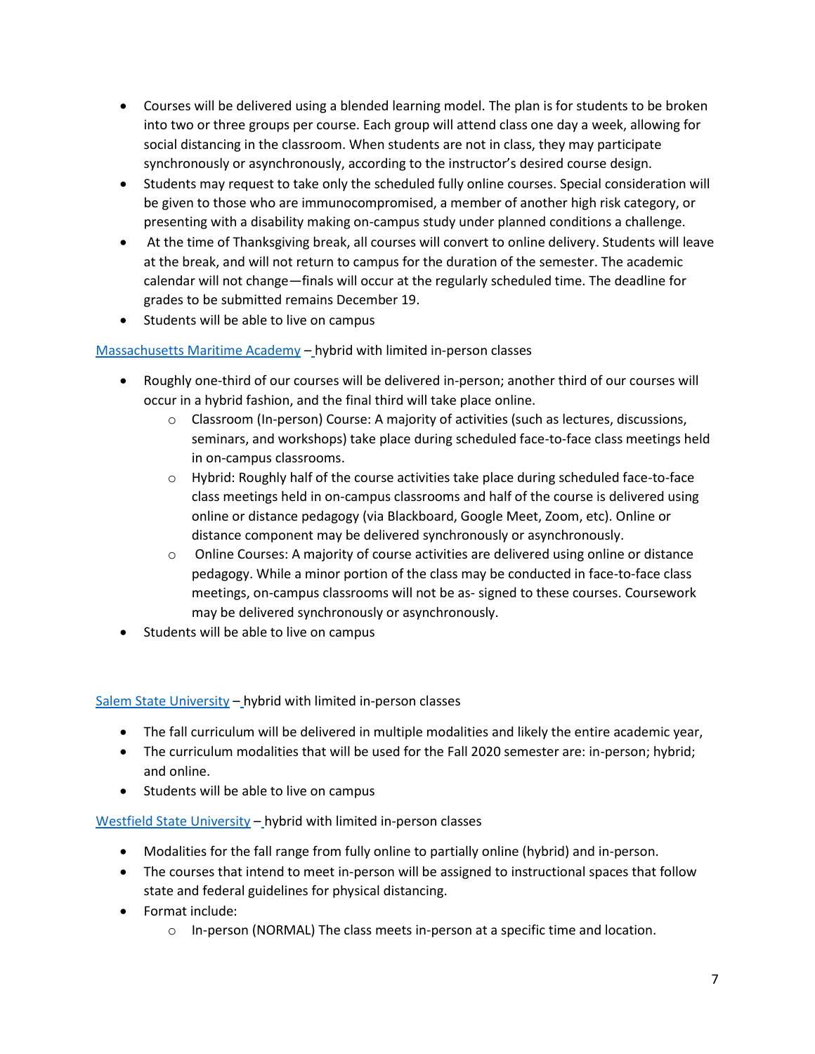- Courses will be delivered using a blended learning model. The plan is for students to be broken into two or three groups per course. Each group will attend class one day a week, allowing for social distancing in the classroom. When students are not in class, they may participate synchronously or asynchronously, according to the instructor's desired course design.
- Students may request to take only the scheduled fully online courses. Special consideration will be given to those who are immunocompromised, a member of another high risk category, or presenting with a disability making on-campus study under planned conditions a challenge.
- At the time of Thanksgiving break, all courses will convert to online delivery. Students will leave at the break, and will not return to campus for the duration of the semester. The academic calendar will not change—finals will occur at the regularly scheduled time. The deadline for grades to be submitted remains December 19.
- Students will be able to live on campus

Massachusetts Maritime Academy – hybrid with limited in-person classes

- Roughly one-third of our courses will be delivered in-person; another third of our courses will occur in a hybrid fashion, and the final third will take place online.
  - Classroom (In-person) Course: A majority of activities (such as lectures, discussions, seminars, and workshops) take place during scheduled face-to-face class meetings held in on-campus classrooms.
  - Hybrid: Roughly half of the course activities take place during scheduled face-to-face class meetings held in on-campus classrooms and half of the course is delivered using online or distance pedagogy (via Blackboard, Google Meet, Zoom, etc). Online or distance component may be delivered synchronously or asynchronously.
  - Online Courses: A majority of course activities are delivered using online or distance pedagogy. While a minor portion of the class may be conducted in face-to-face class meetings, on-campus classrooms will not be as- signed to these courses. Coursework may be delivered synchronously or asynchronously.
- Students will be able to live on campus

Salem State University – hybrid with limited in-person classes

- The fall curriculum will be delivered in multiple modalities and likely the entire academic year,
- The curriculum modalities that will be used for the Fall 2020 semester are: in-person; hybrid; and online.
- Students will be able to live on campus

Westfield State University – hybrid with limited in-person classes

- Modalities for the fall range from fully online to partially online (hybrid) and in-person.
- The courses that intend to meet in-person will be assigned to instructional spaces that follow state and federal guidelines for physical distancing.
- Format include:
  - In-person (NORMAL) The class meets in-person at a specific time and location.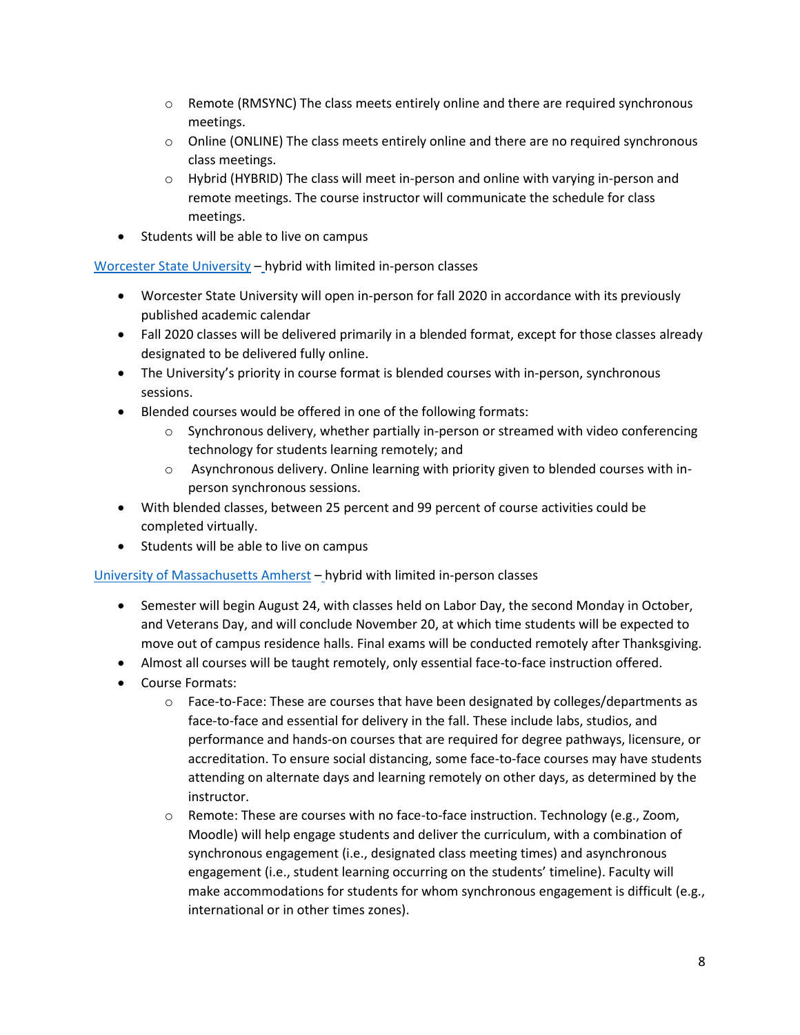- Remote (RMSYNC) The class meets entirely online and there are required synchronous meetings.
    - Online (ONLINE) The class meets entirely online and there are no required synchronous class meetings.
    - Hybrid (HYBRID) The class will meet in-person and online with varying in-person and remote meetings. The course instructor will communicate the schedule for class meetings.
- Students will be able to live on campus

Worcester State University – hybrid with limited in-person classes

- Worcester State University will open in-person for fall 2020 in accordance with its previously published academic calendar
- Fall 2020 classes will be delivered primarily in a blended format, except for those classes already designated to be delivered fully online.
- The University's priority in course format is blended courses with in-person, synchronous sessions.
- Blended courses would be offered in one of the following formats:
    - Synchronous delivery, whether partially in-person or streamed with video conferencing technology for students learning remotely; and
    - Asynchronous delivery. Online learning with priority given to blended courses with in-person synchronous sessions.
- With blended classes, between 25 percent and 99 percent of course activities could be completed virtually.
- Students will be able to live on campus

University of Massachusetts Amherst – hybrid with limited in-person classes

- Semester will begin August 24, with classes held on Labor Day, the second Monday in October, and Veterans Day, and will conclude November 20, at which time students will be expected to move out of campus residence halls. Final exams will be conducted remotely after Thanksgiving.
- Almost all courses will be taught remotely, only essential face-to-face instruction offered.
- Course Formats:
    - Face-to-Face: These are courses that have been designated by colleges/departments as face-to-face and essential for delivery in the fall. These include labs, studios, and performance and hands-on courses that are required for degree pathways, licensure, or accreditation. To ensure social distancing, some face-to-face courses may have students attending on alternate days and learning remotely on other days, as determined by the instructor.
    - Remote: These are courses with no face-to-face instruction. Technology (e.g., Zoom, Moodle) will help engage students and deliver the curriculum, with a combination of synchronous engagement (i.e., designated class meeting times) and asynchronous engagement (i.e., student learning occurring on the students' timeline). Faculty will make accommodations for students for whom synchronous engagement is difficult (e.g., international or in other times zones).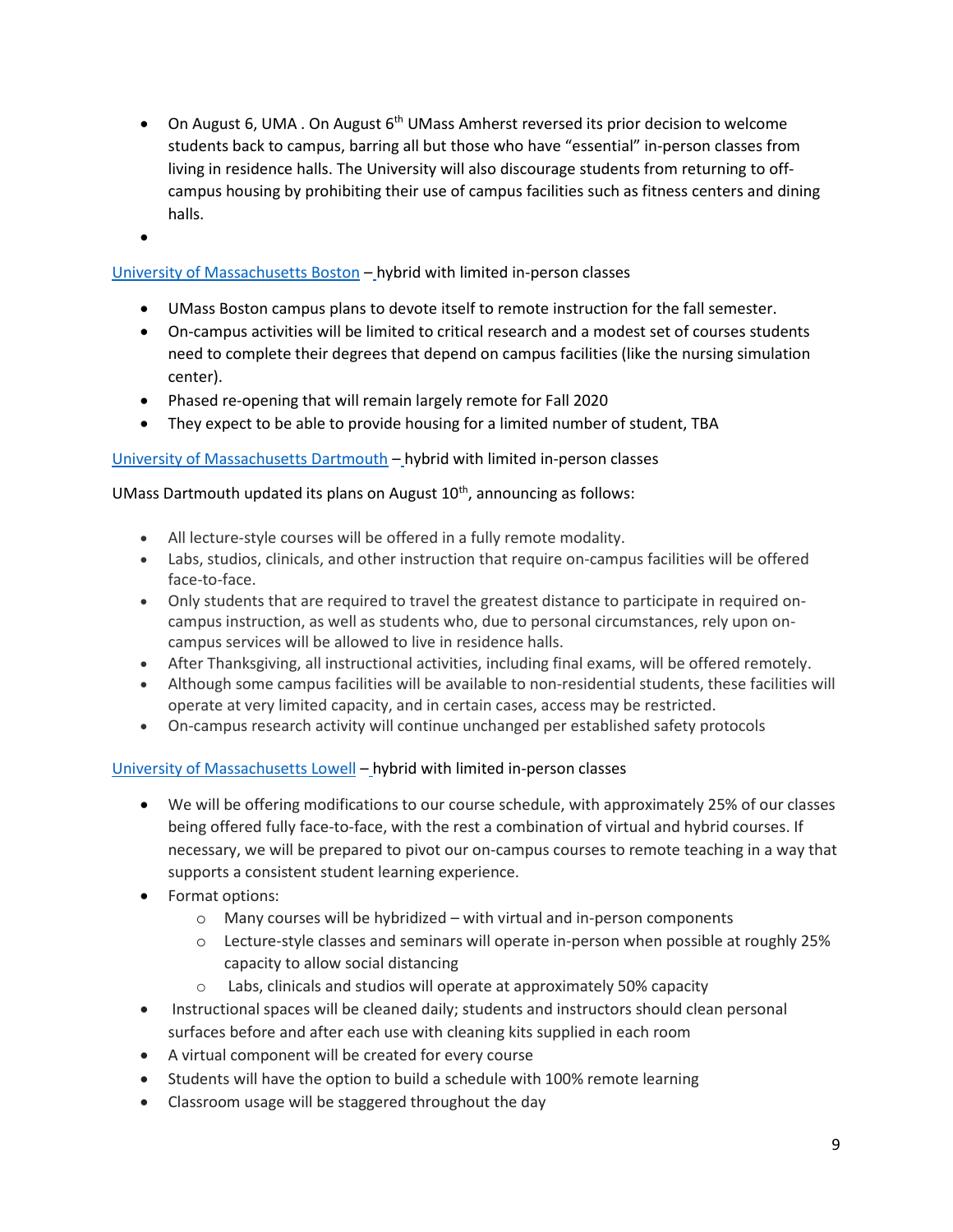- On August 6, UMA . On August 6th UMass Amherst reversed its prior decision to welcome students back to campus, barring all but those who have "essential" in-person classes from living in residence halls. The University will also discourage students from returning to off-campus housing by prohibiting their use of campus facilities such as fitness centers and dining halls.
- 

University of Massachusetts Boston – hybrid with limited in-person classes

- UMass Boston campus plans to devote itself to remote instruction for the fall semester.
- On-campus activities will be limited to critical research and a modest set of courses students need to complete their degrees that depend on campus facilities (like the nursing simulation center).
- Phased re-opening that will remain largely remote for Fall 2020
- They expect to be able to provide housing for a limited number of student, TBA

University of Massachusetts Dartmouth – hybrid with limited in-person classes

UMass Dartmouth updated its plans on August 10th, announcing as follows:

- All lecture-style courses will be offered in a fully remote modality.
- Labs, studios, clinicals, and other instruction that require on-campus facilities will be offered face-to-face.
- Only students that are required to travel the greatest distance to participate in required on-campus instruction, as well as students who, due to personal circumstances, rely upon on-campus services will be allowed to live in residence halls.
- After Thanksgiving, all instructional activities, including final exams, will be offered remotely.
- Although some campus facilities will be available to non-residential students, these facilities will operate at very limited capacity, and in certain cases, access may be restricted.
- On-campus research activity will continue unchanged per established safety protocols

University of Massachusetts Lowell – hybrid with limited in-person classes

- We will be offering modifications to our course schedule, with approximately 25% of our classes being offered fully face-to-face, with the rest a combination of virtual and hybrid courses. If necessary, we will be prepared to pivot our on-campus courses to remote teaching in a way that supports a consistent student learning experience.
- Format options:
  - Many courses will be hybridized – with virtual and in-person components
  - Lecture-style classes and seminars will operate in-person when possible at roughly 25% capacity to allow social distancing
  - Labs, clinicals and studios will operate at approximately 50% capacity
- Instructional spaces will be cleaned daily; students and instructors should clean personal surfaces before and after each use with cleaning kits supplied in each room
- A virtual component will be created for every course
- Students will have the option to build a schedule with 100% remote learning
- Classroom usage will be staggered throughout the day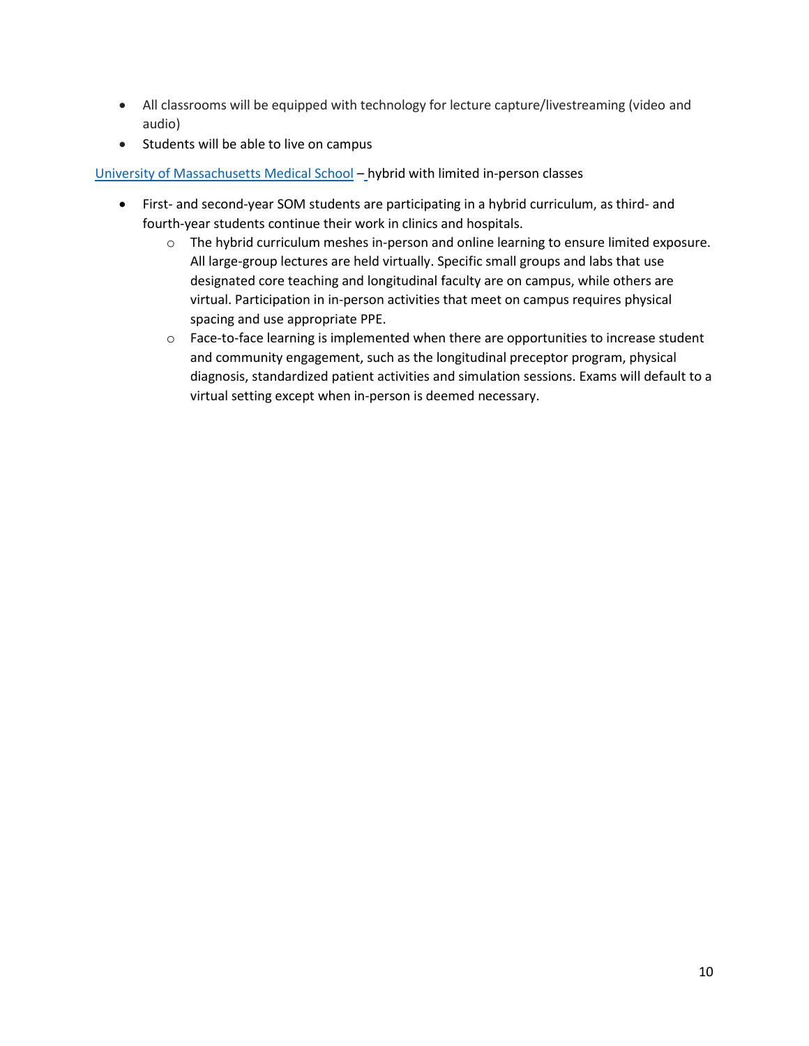- All classrooms will be equipped with technology for lecture capture/livestreaming (video and audio)
- Students will be able to live on campus

University of Massachusetts Medical School – hybrid with limited in-person classes

- First- and second-year SOM students are participating in a hybrid curriculum, as third- and fourth-year students continue their work in clinics and hospitals.
  - The hybrid curriculum meshes in-person and online learning to ensure limited exposure. All large-group lectures are held virtually. Specific small groups and labs that use designated core teaching and longitudinal faculty are on campus, while others are virtual. Participation in in-person activities that meet on campus requires physical spacing and use appropriate PPE.
  - Face-to-face learning is implemented when there are opportunities to increase student and community engagement, such as the longitudinal preceptor program, physical diagnosis, standardized patient activities and simulation sessions. Exams will default to a virtual setting except when in-person is deemed necessary.